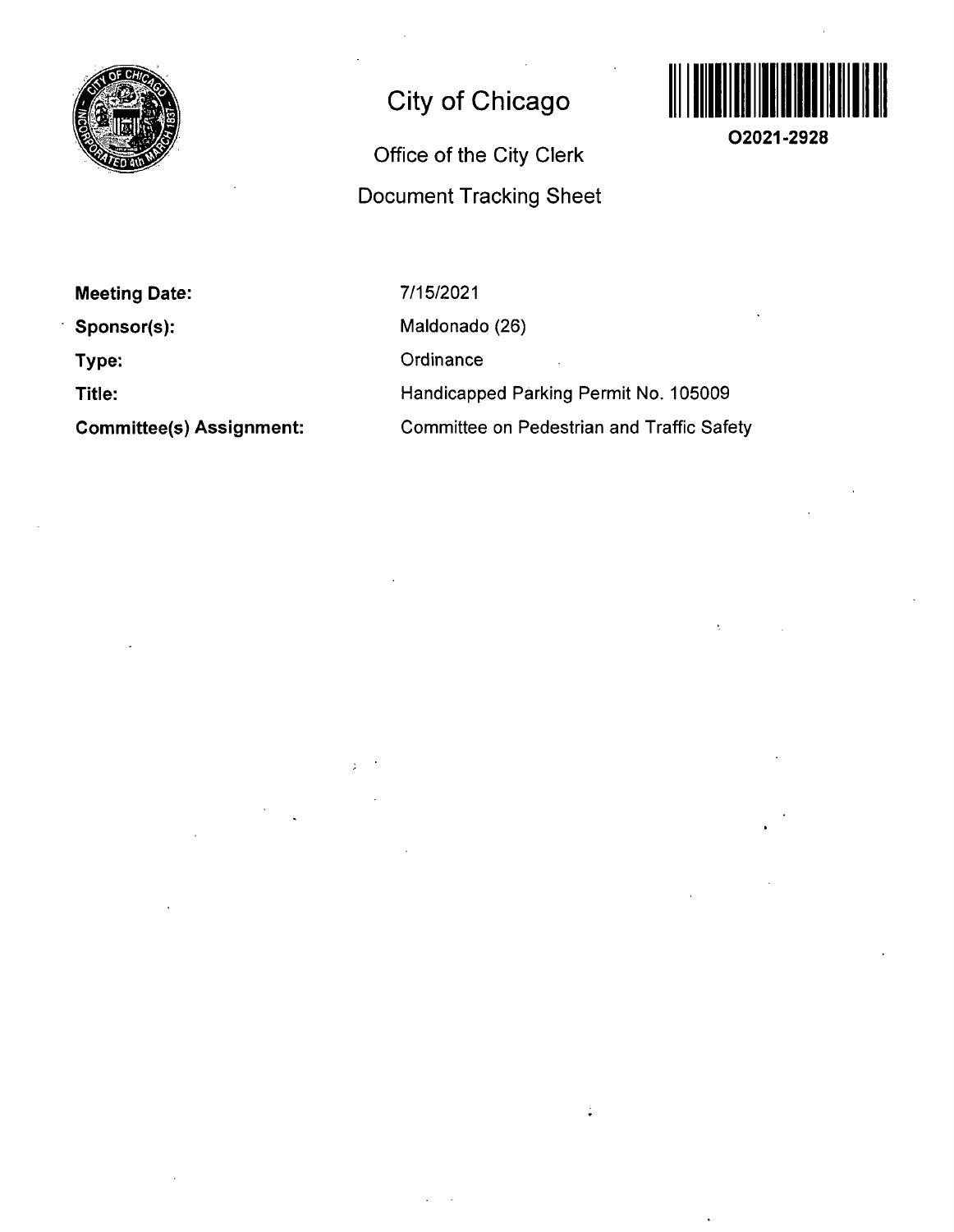# City of Chicago

## Office of the City Clerk

## Document Tracking Sheet

O2021-2928

| | |
|---|---|
| **Meeting Date:** | 7/15/2021 |
| **Sponsor(s):** | Maldonado (26) |
| **Type:** | Ordinance |
| **Title:** | Handicapped Parking Permit No. 105009 |
| **Committee(s) Assignment:** | Committee on Pedestrian and Traffic Safety |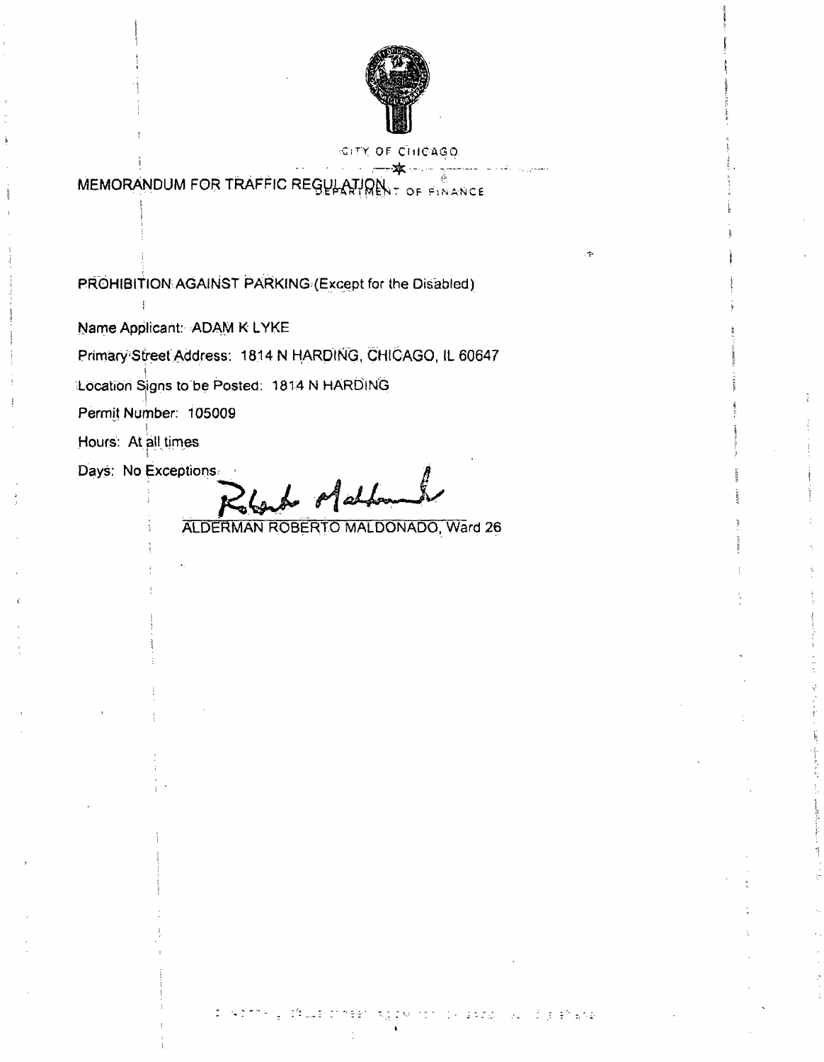CITY OF CHICAGO

DEPARTMENT OF FINANCE

# MEMORANDUM FOR TRAFFIC REGULATION

PROHIBITION AGAINST PARKING (Except for the Disabled)

Name Applicant: ADAM K LYKE

Primary Street Address: 1814 N HARDING, CHICAGO, IL 60647

Location Signs to be Posted: 1814 N HARDING

Permit Number: 105009

Hours: At all times

Days: No Exceptions

ALDERMAN ROBERTO MALDONADO, Ward 26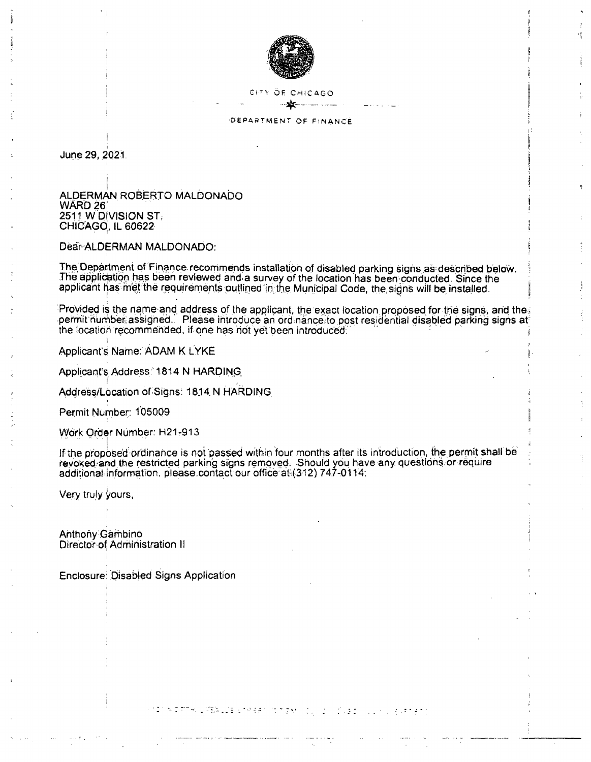CITY OF CHICAGO

DEPARTMENT OF FINANCE

June 29, 2021

ALDERMAN ROBERTO MALDONADO
WARD 26
2511 W DIVISION ST.
CHICAGO, IL 60622

Dear ALDERMAN MALDONADO:

The Department of Finance recommends installation of disabled parking signs as described below. The application has been reviewed and a survey of the location has been conducted. Since the applicant has met the requirements outlined in the Municipal Code, the signs will be installed.

Provided is the name and address of the applicant, the exact location proposed for the signs, and the permit number assigned. Please introduce an ordinance to post residential disabled parking signs at the location recommended, if one has not yet been introduced.

Applicant's Name: ADAM K LYKE

Applicant's Address: 1814 N HARDING

Address/Location of Signs: 1814 N HARDING

Permit Number: 105009

Work Order Number: H21-913

If the proposed ordinance is not passed within four months after its introduction, the permit shall be revoked and the restricted parking signs removed. Should you have any questions or require additional information, please contact our office at (312) 747-0114.

Very truly yours,

Anthony Gambino
Director of Administration II

Enclosure: Disabled Signs Application